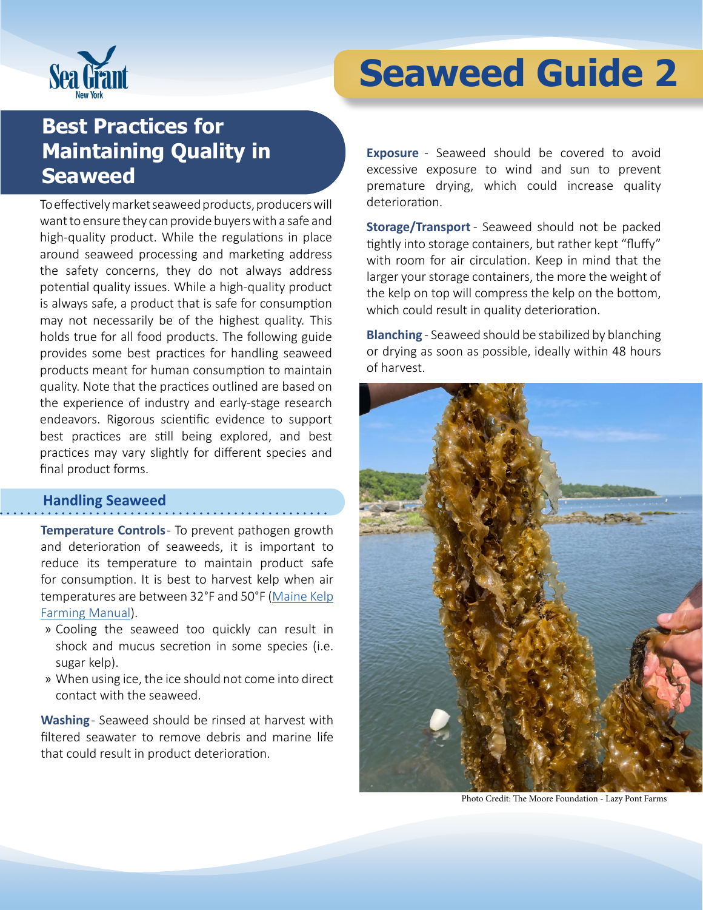# Seaweed Guide 2

## Best Practices for Maintaining Quality in Seaweed

To effectively market seaweed products, producers will want to ensure they can provide buyers with a safe and high-quality product. While the regulations in place around seaweed processing and marketing address the safety concerns, they do not always address potential quality issues. While a high-quality product is always safe, a product that is safe for consumption may not necessarily be of the highest quality. This holds true for all food products. The following guide provides some best practices for handling seaweed products meant for human consumption to maintain quality. Note that the practices outlined are based on the experience of industry and early-stage research endeavors. Rigorous scientific evidence to support best practices are still being explored, and best practices may vary slightly for different species and final product forms.

### Handling Seaweed

**Temperature Controls** - To prevent pathogen growth and deterioration of seaweeds, it is important to reduce its temperature to maintain product safe for consumption. It is best to harvest kelp when air temperatures are between 32°F and 50°F (Maine Kelp Farming Manual).

- Cooling the seaweed too quickly can result in shock and mucus secretion in some species (i.e. sugar kelp).
- When using ice, the ice should not come into direct contact with the seaweed.

**Washing** - Seaweed should be rinsed at harvest with filtered seawater to remove debris and marine life that could result in product deterioration.

**Exposure** - Seaweed should be covered to avoid excessive exposure to wind and sun to prevent premature drying, which could increase quality deterioration.

**Storage/Transport** - Seaweed should not be packed tightly into storage containers, but rather kept "fluffy" with room for air circulation. Keep in mind that the larger your storage containers, the more the weight of the kelp on top will compress the kelp on the bottom, which could result in quality deterioration.

**Blanching** - Seaweed should be stabilized by blanching or drying as soon as possible, ideally within 48 hours of harvest.

Photo Credit: The Moore Foundation - Lazy Pont Farms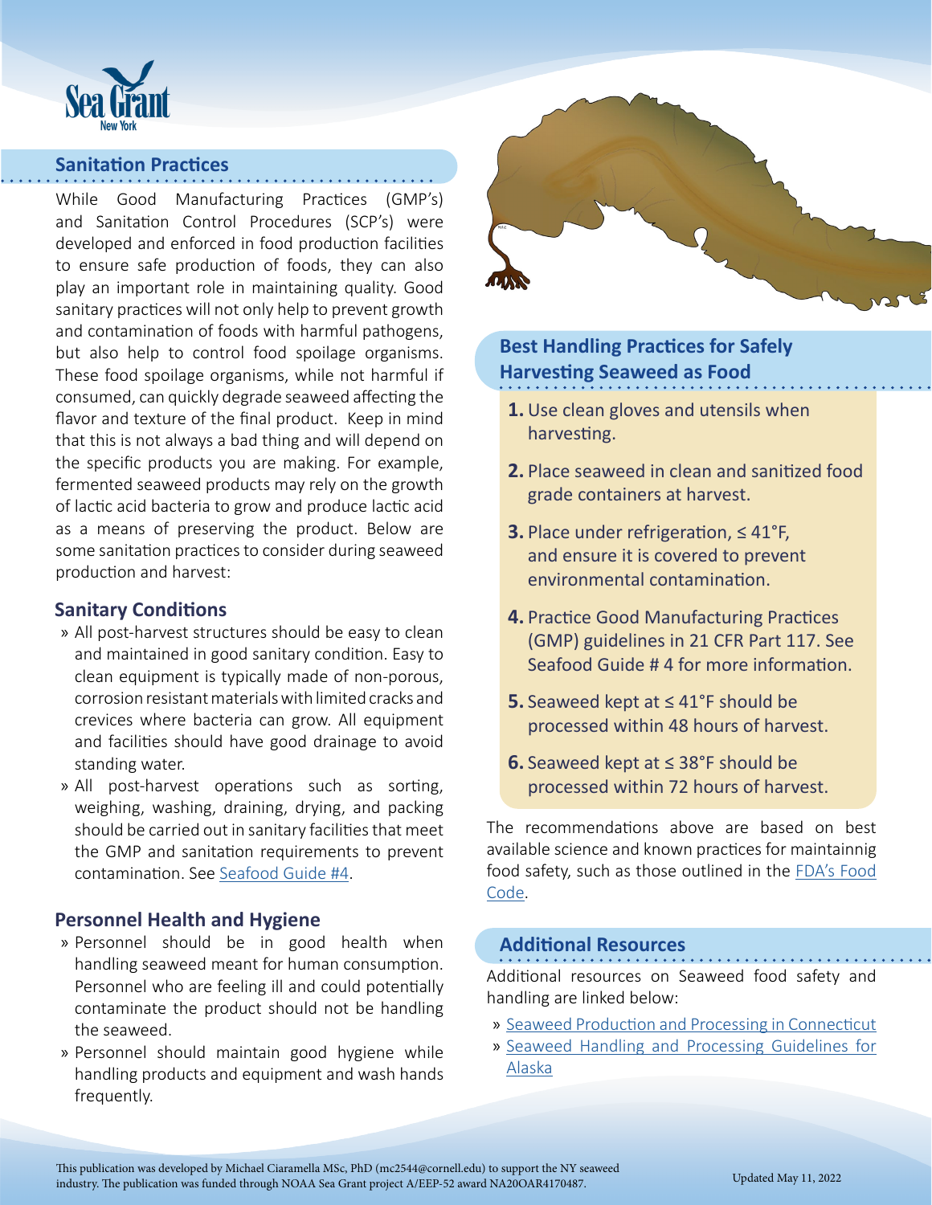## Sanitation Practices

While Good Manufacturing Practices (GMP's) and Sanitation Control Procedures (SCP's) were developed and enforced in food production facilities to ensure safe production of foods, they can also play an important role in maintaining quality. Good sanitary practices will not only help to prevent growth and contamination of foods with harmful pathogens, but also help to control food spoilage organisms. These food spoilage organisms, while not harmful if consumed, can quickly degrade seaweed affecting the flavor and texture of the final product. Keep in mind that this is not always a bad thing and will depend on the specific products you are making. For example, fermented seaweed products may rely on the growth of lactic acid bacteria to grow and produce lactic acid as a means of preserving the product. Below are some sanitation practices to consider during seaweed production and harvest:

### Sanitary Conditions

» All post-harvest structures should be easy to clean and maintained in good sanitary condition. Easy to clean equipment is typically made of non-porous, corrosion resistant materials with limited cracks and crevices where bacteria can grow. All equipment and facilities should have good drainage to avoid standing water.

» All post-harvest operations such as sorting, weighing, washing, draining, drying, and packing should be carried out in sanitary facilities that meet the GMP and sanitation requirements to prevent contamination. See Seafood Guide #4.

### Personnel Health and Hygiene

» Personnel should be in good health when handling seaweed meant for human consumption. Personnel who are feeling ill and could potentially contaminate the product should not be handling the seaweed.

» Personnel should maintain good hygiene while handling products and equipment and wash hands frequently.

## Best Handling Practices for Safely Harvesting Seaweed as Food

1. Use clean gloves and utensils when harvesting.
2. Place seaweed in clean and sanitized food grade containers at harvest.
3. Place under refrigeration, ≤ 41°F, and ensure it is covered to prevent environmental contamination.
4. Practice Good Manufacturing Practices (GMP) guidelines in 21 CFR Part 117. See Seafood Guide # 4 for more information.
5. Seaweed kept at ≤ 41°F should be processed within 48 hours of harvest.
6. Seaweed kept at ≤ 38°F should be processed within 72 hours of harvest.

The recommendations above are based on best available science and known practices for maintainnig food safety, such as those outlined in the FDA's Food Code.

## Additional Resources

Additional resources on Seaweed food safety and handling are linked below:

» Seaweed Production and Processing in Connecticut

» Seaweed Handling and Processing Guidelines for Alaska

This publication was developed by Michael Ciaramella MSc, PhD (mc2544@cornell.edu) to support the NY seaweed industry. The publication was funded through NOAA Sea Grant project A/EEP-52 award NA20OAR4170487.

Updated May 11, 2022